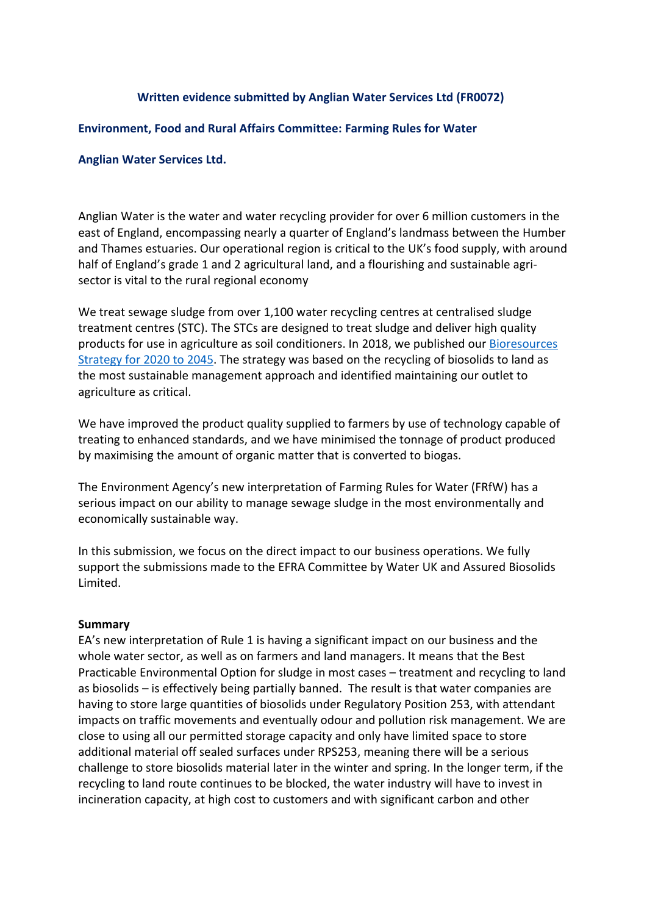**Written evidence submitted by Anglian Water Services Ltd (FR0072)**

**Environment, Food and Rural Affairs Committee: Farming Rules for Water**

**Anglian Water Services Ltd.**

Anglian Water is the water and water recycling provider for over 6 million customers in the east of England, encompassing nearly a quarter of England's landmass between the Humber and Thames estuaries. Our operational region is critical to the UK's food supply, with around half of England's grade 1 and 2 agricultural land, and a flourishing and sustainable agri-sector is vital to the rural regional economy

We treat sewage sludge from over 1,100 water recycling centres at centralised sludge treatment centres (STC). The STCs are designed to treat sludge and deliver high quality products for use in agriculture as soil conditioners. In 2018, we published our Bioresources Strategy for 2020 to 2045. The strategy was based on the recycling of biosolids to land as the most sustainable management approach and identified maintaining our outlet to agriculture as critical.

We have improved the product quality supplied to farmers by use of technology capable of treating to enhanced standards, and we have minimised the tonnage of product produced by maximising the amount of organic matter that is converted to biogas.

The Environment Agency's new interpretation of Farming Rules for Water (FRfW) has a serious impact on our ability to manage sewage sludge in the most environmentally and economically sustainable way.

In this submission, we focus on the direct impact to our business operations. We fully support the submissions made to the EFRA Committee by Water UK and Assured Biosolids Limited.

**Summary**

EA's new interpretation of Rule 1 is having a significant impact on our business and the whole water sector, as well as on farmers and land managers. It means that the Best Practicable Environmental Option for sludge in most cases – treatment and recycling to land as biosolids – is effectively being partially banned. The result is that water companies are having to store large quantities of biosolids under Regulatory Position 253, with attendant impacts on traffic movements and eventually odour and pollution risk management. We are close to using all our permitted storage capacity and only have limited space to store additional material off sealed surfaces under RPS253, meaning there will be a serious challenge to store biosolids material later in the winter and spring. In the longer term, if the recycling to land route continues to be blocked, the water industry will have to invest in incineration capacity, at high cost to customers and with significant carbon and other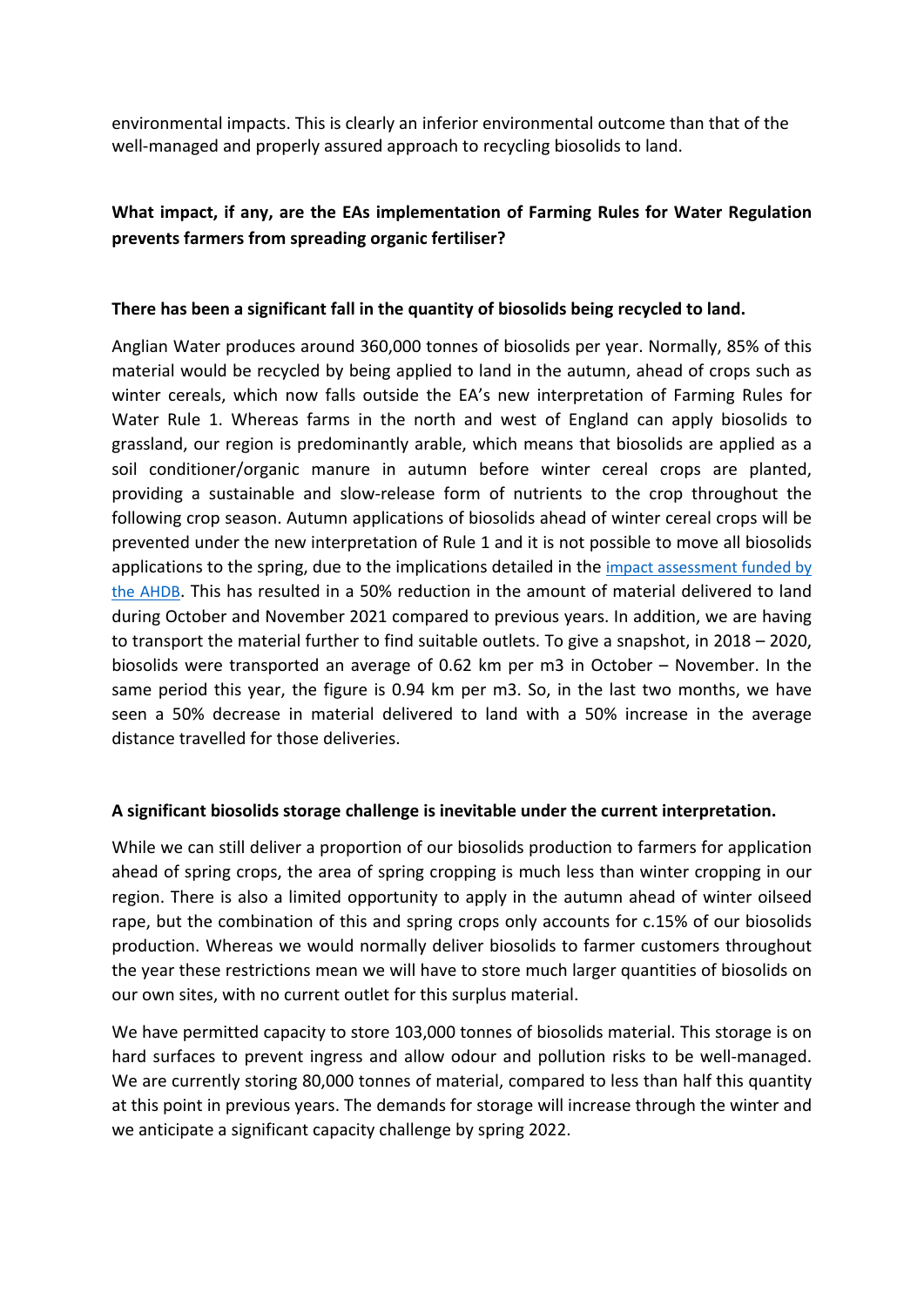environmental impacts. This is clearly an inferior environmental outcome than that of the well-managed and properly assured approach to recycling biosolids to land.

**What impact, if any, are the EAs implementation of Farming Rules for Water Regulation prevents farmers from spreading organic fertiliser?**

**There has been a significant fall in the quantity of biosolids being recycled to land.**

Anglian Water produces around 360,000 tonnes of biosolids per year. Normally, 85% of this material would be recycled by being applied to land in the autumn, ahead of crops such as winter cereals, which now falls outside the EA's new interpretation of Farming Rules for Water Rule 1. Whereas farms in the north and west of England can apply biosolids to grassland, our region is predominantly arable, which means that biosolids are applied as a soil conditioner/organic manure in autumn before winter cereal crops are planted, providing a sustainable and slow-release form of nutrients to the crop throughout the following crop season. Autumn applications of biosolids ahead of winter cereal crops will be prevented under the new interpretation of Rule 1 and it is not possible to move all biosolids applications to the spring, due to the implications detailed in the impact assessment funded by the AHDB. This has resulted in a 50% reduction in the amount of material delivered to land during October and November 2021 compared to previous years. In addition, we are having to transport the material further to find suitable outlets. To give a snapshot, in 2018 – 2020, biosolids were transported an average of 0.62 km per m3 in October – November. In the same period this year, the figure is 0.94 km per m3. So, in the last two months, we have seen a 50% decrease in material delivered to land with a 50% increase in the average distance travelled for those deliveries.

**A significant biosolids storage challenge is inevitable under the current interpretation.**

While we can still deliver a proportion of our biosolids production to farmers for application ahead of spring crops, the area of spring cropping is much less than winter cropping in our region. There is also a limited opportunity to apply in the autumn ahead of winter oilseed rape, but the combination of this and spring crops only accounts for c.15% of our biosolids production. Whereas we would normally deliver biosolids to farmer customers throughout the year these restrictions mean we will have to store much larger quantities of biosolids on our own sites, with no current outlet for this surplus material.

We have permitted capacity to store 103,000 tonnes of biosolids material. This storage is on hard surfaces to prevent ingress and allow odour and pollution risks to be well-managed. We are currently storing 80,000 tonnes of material, compared to less than half this quantity at this point in previous years. The demands for storage will increase through the winter and we anticipate a significant capacity challenge by spring 2022.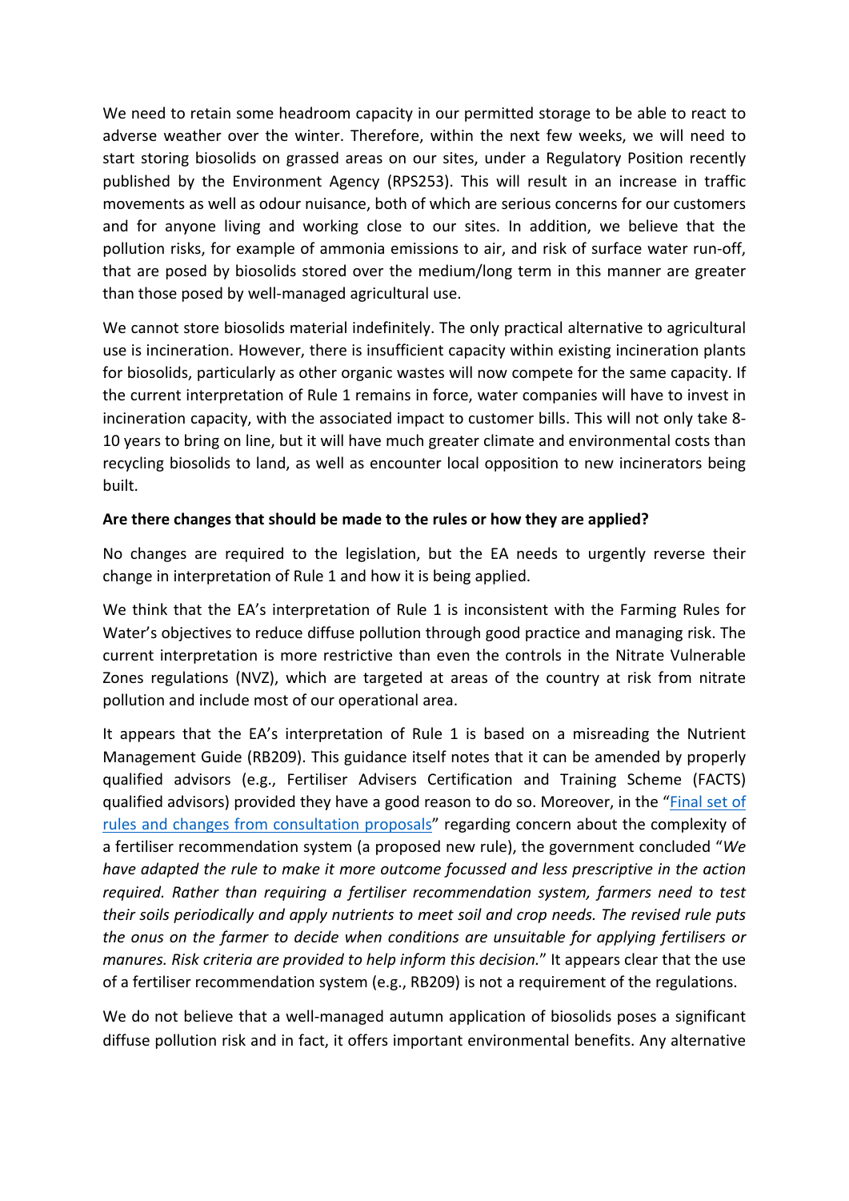We need to retain some headroom capacity in our permitted storage to be able to react to adverse weather over the winter. Therefore, within the next few weeks, we will need to start storing biosolids on grassed areas on our sites, under a Regulatory Position recently published by the Environment Agency (RPS253). This will result in an increase in traffic movements as well as odour nuisance, both of which are serious concerns for our customers and for anyone living and working close to our sites. In addition, we believe that the pollution risks, for example of ammonia emissions to air, and risk of surface water run-off, that are posed by biosolids stored over the medium/long term in this manner are greater than those posed by well-managed agricultural use.

We cannot store biosolids material indefinitely. The only practical alternative to agricultural use is incineration. However, there is insufficient capacity within existing incineration plants for biosolids, particularly as other organic wastes will now compete for the same capacity. If the current interpretation of Rule 1 remains in force, water companies will have to invest in incineration capacity, with the associated impact to customer bills. This will not only take 8-10 years to bring on line, but it will have much greater climate and environmental costs than recycling biosolids to land, as well as encounter local opposition to new incinerators being built.

**Are there changes that should be made to the rules or how they are applied?**

No changes are required to the legislation, but the EA needs to urgently reverse their change in interpretation of Rule 1 and how it is being applied.

We think that the EA's interpretation of Rule 1 is inconsistent with the Farming Rules for Water's objectives to reduce diffuse pollution through good practice and managing risk. The current interpretation is more restrictive than even the controls in the Nitrate Vulnerable Zones regulations (NVZ), which are targeted at areas of the country at risk from nitrate pollution and include most of our operational area.

It appears that the EA's interpretation of Rule 1 is based on a misreading the Nutrient Management Guide (RB209). This guidance itself notes that it can be amended by properly qualified advisors (e.g., Fertiliser Advisers Certification and Training Scheme (FACTS) qualified advisors) provided they have a good reason to do so. Moreover, in the "Final set of rules and changes from consultation proposals" regarding concern about the complexity of a fertiliser recommendation system (a proposed new rule), the government concluded "*We have adapted the rule to make it more outcome focussed and less prescriptive in the action required. Rather than requiring a fertiliser recommendation system, farmers need to test their soils periodically and apply nutrients to meet soil and crop needs. The revised rule puts the onus on the farmer to decide when conditions are unsuitable for applying fertilisers or manures. Risk criteria are provided to help inform this decision.*" It appears clear that the use of a fertiliser recommendation system (e.g., RB209) is not a requirement of the regulations.

We do not believe that a well-managed autumn application of biosolids poses a significant diffuse pollution risk and in fact, it offers important environmental benefits. Any alternative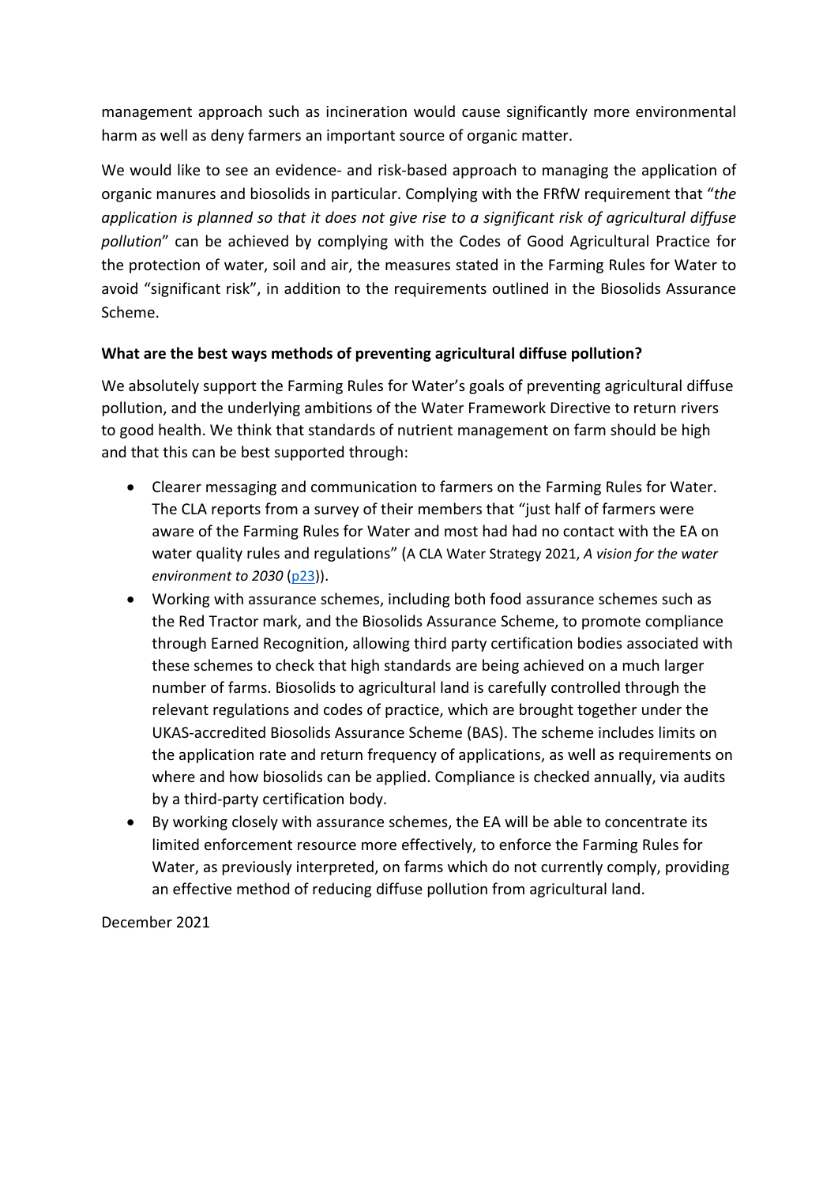management approach such as incineration would cause significantly more environmental harm as well as deny farmers an important source of organic matter.

We would like to see an evidence- and risk-based approach to managing the application of organic manures and biosolids in particular. Complying with the FRfW requirement that "*the application is planned so that it does not give rise to a significant risk of agricultural diffuse pollution*" can be achieved by complying with the Codes of Good Agricultural Practice for the protection of water, soil and air, the measures stated in the Farming Rules for Water to avoid "significant risk", in addition to the requirements outlined in the Biosolids Assurance Scheme.

**What are the best ways methods of preventing agricultural diffuse pollution?**

We absolutely support the Farming Rules for Water's goals of preventing agricultural diffuse pollution, and the underlying ambitions of the Water Framework Directive to return rivers to good health. We think that standards of nutrient management on farm should be high and that this can be best supported through:

- Clearer messaging and communication to farmers on the Farming Rules for Water. The CLA reports from a survey of their members that "just half of farmers were aware of the Farming Rules for Water and most had had no contact with the EA on water quality rules and regulations" (A CLA Water Strategy 2021, *A vision for the water environment to 2030* (p23)).
- Working with assurance schemes, including both food assurance schemes such as the Red Tractor mark, and the Biosolids Assurance Scheme, to promote compliance through Earned Recognition, allowing third party certification bodies associated with these schemes to check that high standards are being achieved on a much larger number of farms. Biosolids to agricultural land is carefully controlled through the relevant regulations and codes of practice, which are brought together under the UKAS-accredited Biosolids Assurance Scheme (BAS). The scheme includes limits on the application rate and return frequency of applications, as well as requirements on where and how biosolids can be applied. Compliance is checked annually, via audits by a third-party certification body.
- By working closely with assurance schemes, the EA will be able to concentrate its limited enforcement resource more effectively, to enforce the Farming Rules for Water, as previously interpreted, on farms which do not currently comply, providing an effective method of reducing diffuse pollution from agricultural land.

December 2021